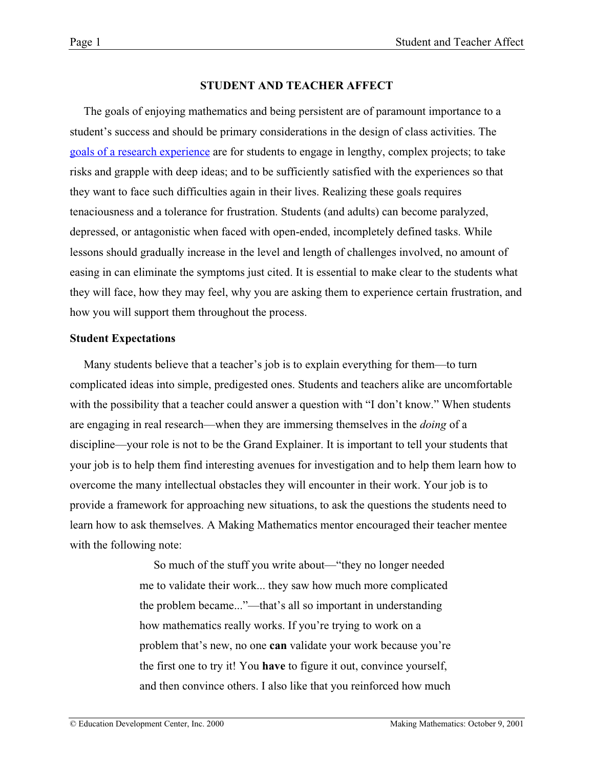# STUDENT AND TEACHER AFFECT

The goals of enjoying mathematics and being persistent are of paramount importance to a student's success and should be primary considerations in the design of class activities. The goals of a research experience are for students to engage in lengthy, complex projects; to take risks and grapple with deep ideas; and to be sufficiently satisfied with the experiences so that they want to face such difficulties again in their lives. Realizing these goals requires tenaciousness and a tolerance for frustration. Students (and adults) can become paralyzed, depressed, or antagonistic when faced with open-ended, incompletely defined tasks. While lessons should gradually increase in the level and length of challenges involved, no amount of easing in can eliminate the symptoms just cited. It is essential to make clear to the students what they will face, how they may feel, why you are asking them to experience certain frustration, and how you will support them throughout the process.

## Student Expectations

Many students believe that a teacher's job is to explain everything for them—to turn complicated ideas into simple, predigested ones. Students and teachers alike are uncomfortable with the possibility that a teacher could answer a question with "I don't know." When students are engaging in real research—when they are immersing themselves in the *doing* of a discipline—your role is not to be the Grand Explainer. It is important to tell your students that your job is to help them find interesting avenues for investigation and to help them learn how to overcome the many intellectual obstacles they will encounter in their work. Your job is to provide a framework for approaching new situations, to ask the questions the students need to learn how to ask themselves. A Making Mathematics mentor encouraged their teacher mentee with the following note:

> So much of the stuff you write about—"they no longer needed me to validate their work... they saw how much more complicated the problem became..."—that's all so important in understanding how mathematics really works. If you're trying to work on a problem that's new, no one **can** validate your work because you're the first one to try it! You **have** to figure it out, convince yourself, and then convince others. I also like that you reinforced how much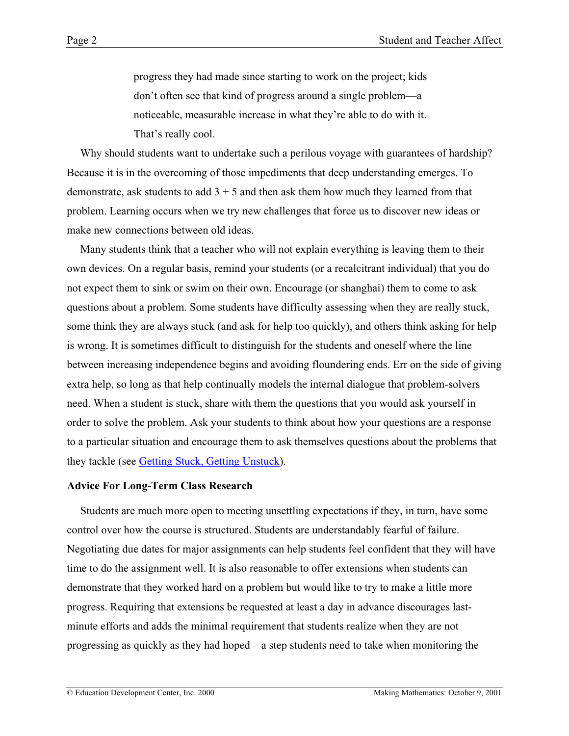> progress they had made since starting to work on the project; kids don't often see that kind of progress around a single problem—a noticeable, measurable increase in what they're able to do with it. That's really cool.

Why should students want to undertake such a perilous voyage with guarantees of hardship? Because it is in the overcoming of those impediments that deep understanding emerges. To demonstrate, ask students to add 3 + 5 and then ask them how much they learned from that problem. Learning occurs when we try new challenges that force us to discover new ideas or make new connections between old ideas.

Many students think that a teacher who will not explain everything is leaving them to their own devices. On a regular basis, remind your students (or a recalcitrant individual) that you do not expect them to sink or swim on their own. Encourage (or shanghai) them to come to ask questions about a problem. Some students have difficulty assessing when they are really stuck, some think they are always stuck (and ask for help too quickly), and others think asking for help is wrong. It is sometimes difficult to distinguish for the students and oneself where the line between increasing independence begins and avoiding floundering ends. Err on the side of giving extra help, so long as that help continually models the internal dialogue that problem-solvers need. When a student is stuck, share with them the questions that you would ask yourself in order to solve the problem. Ask your students to think about how your questions are a response to a particular situation and encourage them to ask themselves questions about the problems that they tackle (see Getting Stuck, Getting Unstuck).

**Advice For Long-Term Class Research**

Students are much more open to meeting unsettling expectations if they, in turn, have some control over how the course is structured. Students are understandably fearful of failure. Negotiating due dates for major assignments can help students feel confident that they will have time to do the assignment well. It is also reasonable to offer extensions when students can demonstrate that they worked hard on a problem but would like to try to make a little more progress. Requiring that extensions be requested at least a day in advance discourages last-minute efforts and adds the minimal requirement that students realize when they are not progressing as quickly as they had hoped—a step students need to take when monitoring the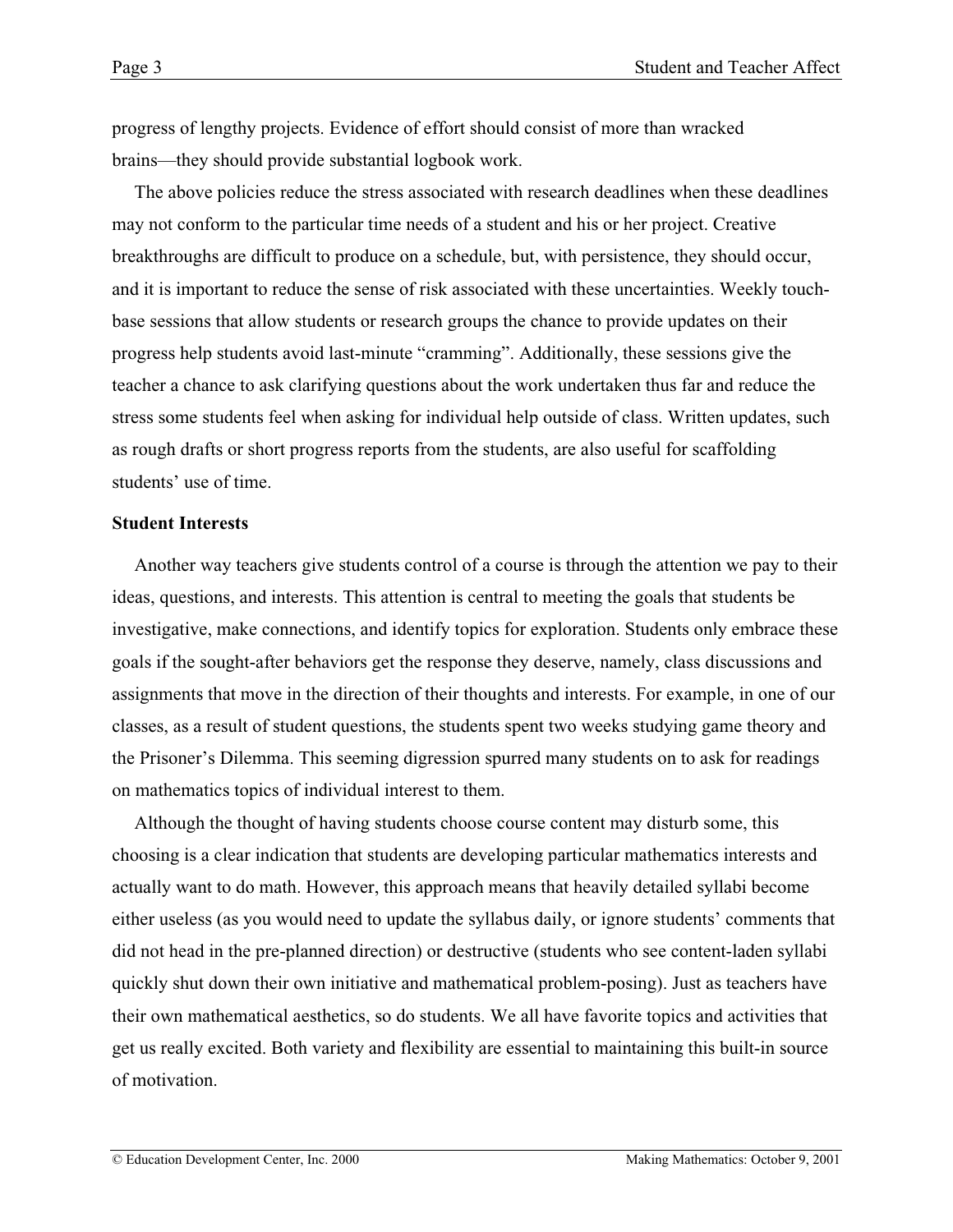progress of lengthy projects. Evidence of effort should consist of more than wracked brains—they should provide substantial logbook work.

The above policies reduce the stress associated with research deadlines when these deadlines may not conform to the particular time needs of a student and his or her project. Creative breakthroughs are difficult to produce on a schedule, but, with persistence, they should occur, and it is important to reduce the sense of risk associated with these uncertainties. Weekly touch-base sessions that allow students or research groups the chance to provide updates on their progress help students avoid last-minute "cramming". Additionally, these sessions give the teacher a chance to ask clarifying questions about the work undertaken thus far and reduce the stress some students feel when asking for individual help outside of class. Written updates, such as rough drafts or short progress reports from the students, are also useful for scaffolding students' use of time.

**Student Interests**

Another way teachers give students control of a course is through the attention we pay to their ideas, questions, and interests. This attention is central to meeting the goals that students be investigative, make connections, and identify topics for exploration. Students only embrace these goals if the sought-after behaviors get the response they deserve, namely, class discussions and assignments that move in the direction of their thoughts and interests. For example, in one of our classes, as a result of student questions, the students spent two weeks studying game theory and the Prisoner's Dilemma. This seeming digression spurred many students on to ask for readings on mathematics topics of individual interest to them.

Although the thought of having students choose course content may disturb some, this choosing is a clear indication that students are developing particular mathematics interests and actually want to do math. However, this approach means that heavily detailed syllabi become either useless (as you would need to update the syllabus daily, or ignore students' comments that did not head in the pre-planned direction) or destructive (students who see content-laden syllabi quickly shut down their own initiative and mathematical problem-posing). Just as teachers have their own mathematical aesthetics, so do students. We all have favorite topics and activities that get us really excited. Both variety and flexibility are essential to maintaining this built-in source of motivation.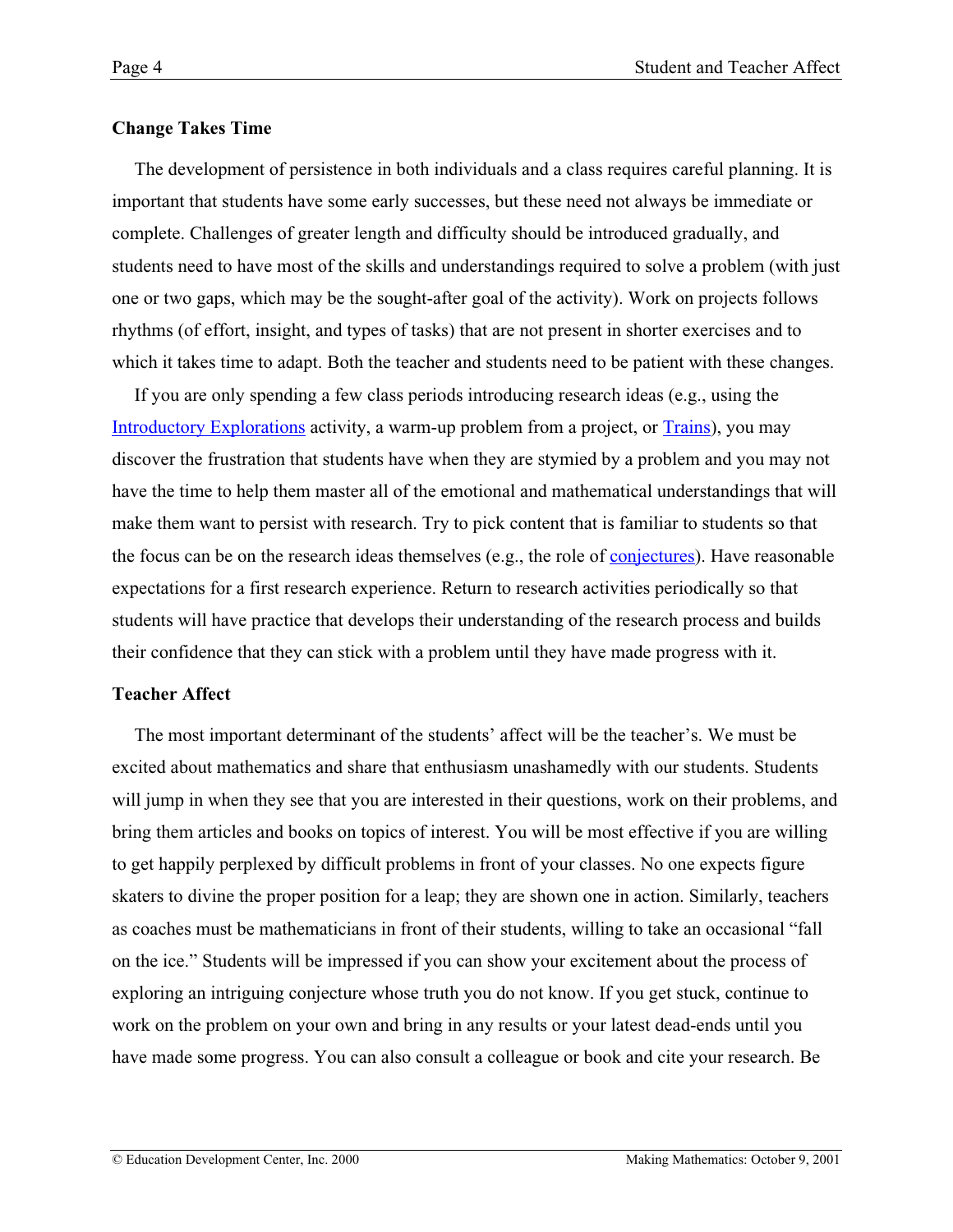## Change Takes Time

The development of persistence in both individuals and a class requires careful planning. It is important that students have some early successes, but these need not always be immediate or complete. Challenges of greater length and difficulty should be introduced gradually, and students need to have most of the skills and understandings required to solve a problem (with just one or two gaps, which may be the sought-after goal of the activity). Work on projects follows rhythms (of effort, insight, and types of tasks) that are not present in shorter exercises and to which it takes time to adapt. Both the teacher and students need to be patient with these changes.

If you are only spending a few class periods introducing research ideas (e.g., using the Introductory Explorations activity, a warm-up problem from a project, or Trains), you may discover the frustration that students have when they are stymied by a problem and you may not have the time to help them master all of the emotional and mathematical understandings that will make them want to persist with research. Try to pick content that is familiar to students so that the focus can be on the research ideas themselves (e.g., the role of conjectures). Have reasonable expectations for a first research experience. Return to research activities periodically so that students will have practice that develops their understanding of the research process and builds their confidence that they can stick with a problem until they have made progress with it.

## Teacher Affect

The most important determinant of the students' affect will be the teacher's. We must be excited about mathematics and share that enthusiasm unashamedly with our students. Students will jump in when they see that you are interested in their questions, work on their problems, and bring them articles and books on topics of interest. You will be most effective if you are willing to get happily perplexed by difficult problems in front of your classes. No one expects figure skaters to divine the proper position for a leap; they are shown one in action. Similarly, teachers as coaches must be mathematicians in front of their students, willing to take an occasional "fall on the ice." Students will be impressed if you can show your excitement about the process of exploring an intriguing conjecture whose truth you do not know. If you get stuck, continue to work on the problem on your own and bring in any results or your latest dead-ends until you have made some progress. You can also consult a colleague or book and cite your research. Be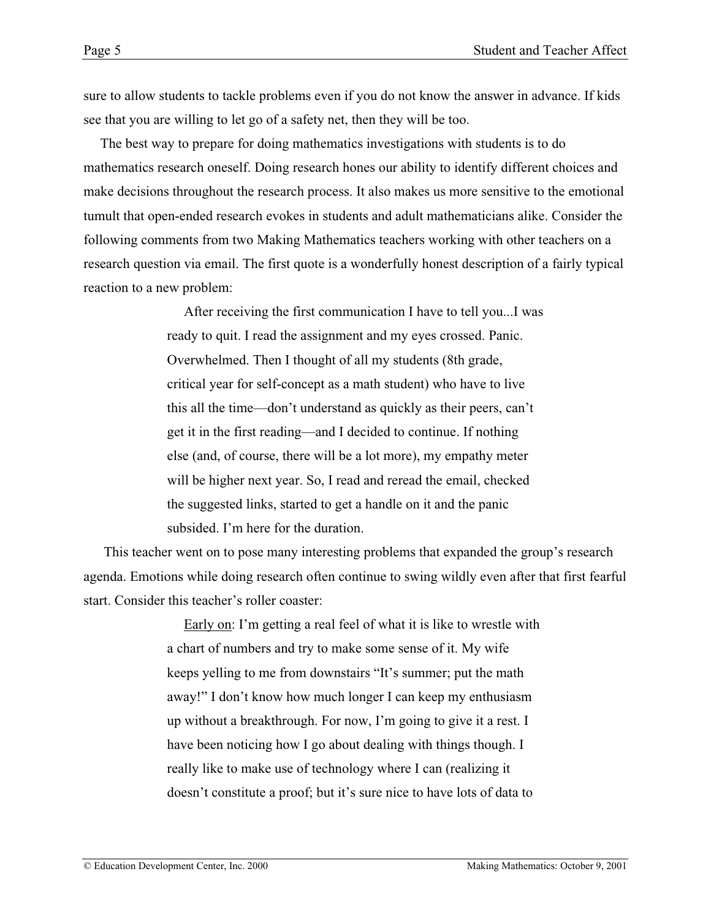sure to allow students to tackle problems even if you do not know the answer in advance. If kids see that you are willing to let go of a safety net, then they will be too.

The best way to prepare for doing mathematics investigations with students is to do mathematics research oneself. Doing research hones our ability to identify different choices and make decisions throughout the research process. It also makes us more sensitive to the emotional tumult that open-ended research evokes in students and adult mathematicians alike. Consider the following comments from two Making Mathematics teachers working with other teachers on a research question via email. The first quote is a wonderfully honest description of a fairly typical reaction to a new problem:

> After receiving the first communication I have to tell you...I was ready to quit. I read the assignment and my eyes crossed. Panic. Overwhelmed. Then I thought of all my students (8th grade, critical year for self-concept as a math student) who have to live this all the time—don't understand as quickly as their peers, can't get it in the first reading—and I decided to continue. If nothing else (and, of course, there will be a lot more), my empathy meter will be higher next year. So, I read and reread the email, checked the suggested links, started to get a handle on it and the panic subsided. I'm here for the duration.

This teacher went on to pose many interesting problems that expanded the group's research agenda. Emotions while doing research often continue to swing wildly even after that first fearful start. Consider this teacher's roller coaster:

> <u>Early on</u>: I'm getting a real feel of what it is like to wrestle with a chart of numbers and try to make some sense of it. My wife keeps yelling to me from downstairs "It's summer; put the math away!" I don't know how much longer I can keep my enthusiasm up without a breakthrough. For now, I'm going to give it a rest. I have been noticing how I go about dealing with things though. I really like to make use of technology where I can (realizing it doesn't constitute a proof; but it's sure nice to have lots of data to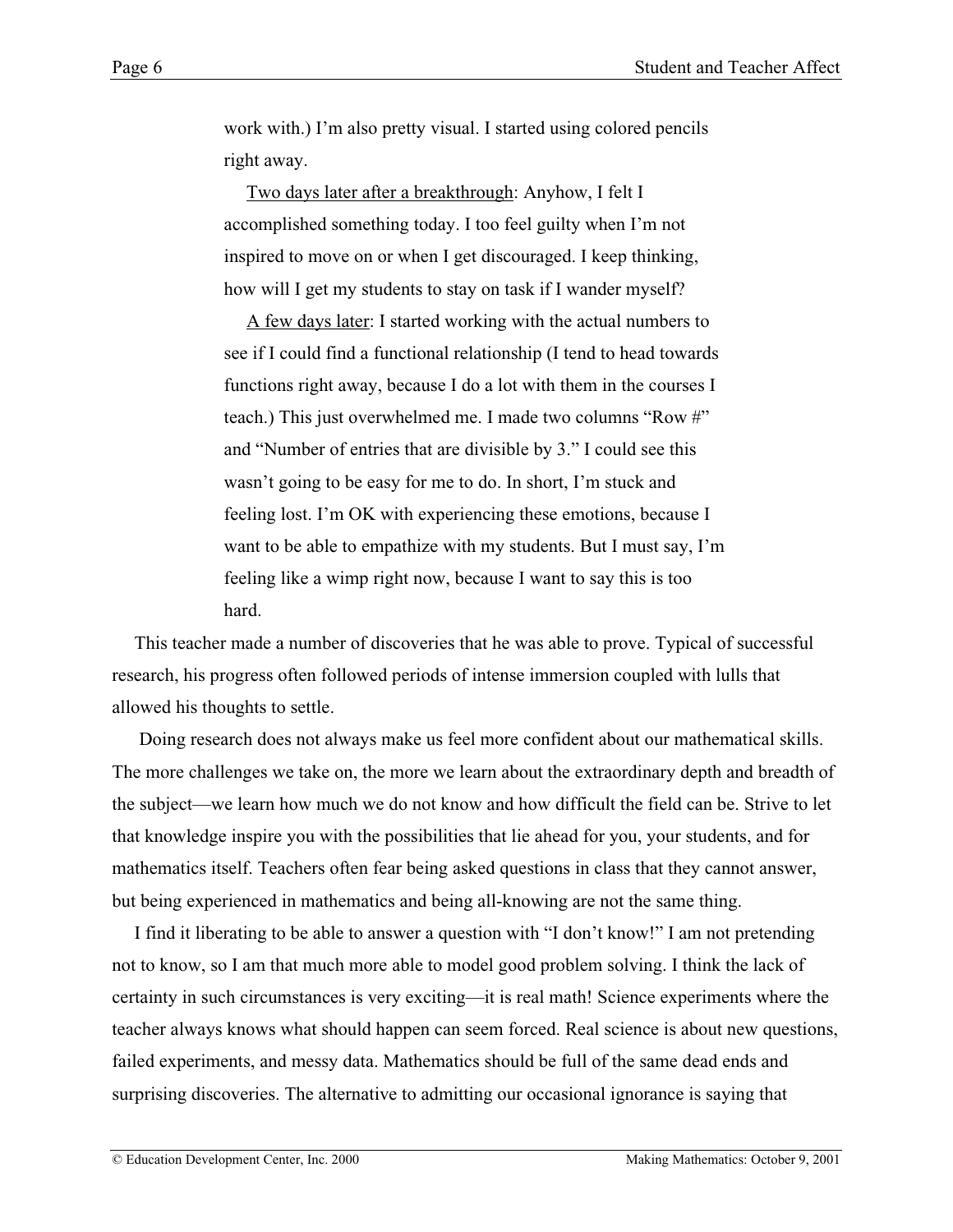> work with.) I'm also pretty visual. I started using colored pencils right away.
>
> Two days later after a breakthrough: Anyhow, I felt I accomplished something today. I too feel guilty when I'm not inspired to move on or when I get discouraged. I keep thinking, how will I get my students to stay on task if I wander myself?
>
> A few days later: I started working with the actual numbers to see if I could find a functional relationship (I tend to head towards functions right away, because I do a lot with them in the courses I teach.) This just overwhelmed me. I made two columns "Row #" and "Number of entries that are divisible by 3." I could see this wasn't going to be easy for me to do. In short, I'm stuck and feeling lost. I'm OK with experiencing these emotions, because I want to be able to empathize with my students. But I must say, I'm feeling like a wimp right now, because I want to say this is too hard.

This teacher made a number of discoveries that he was able to prove. Typical of successful research, his progress often followed periods of intense immersion coupled with lulls that allowed his thoughts to settle.

Doing research does not always make us feel more confident about our mathematical skills. The more challenges we take on, the more we learn about the extraordinary depth and breadth of the subject—we learn how much we do not know and how difficult the field can be. Strive to let that knowledge inspire you with the possibilities that lie ahead for you, your students, and for mathematics itself. Teachers often fear being asked questions in class that they cannot answer, but being experienced in mathematics and being all-knowing are not the same thing.

I find it liberating to be able to answer a question with "I don't know!" I am not pretending not to know, so I am that much more able to model good problem solving. I think the lack of certainty in such circumstances is very exciting—it is real math! Science experiments where the teacher always knows what should happen can seem forced. Real science is about new questions, failed experiments, and messy data. Mathematics should be full of the same dead ends and surprising discoveries. The alternative to admitting our occasional ignorance is saying that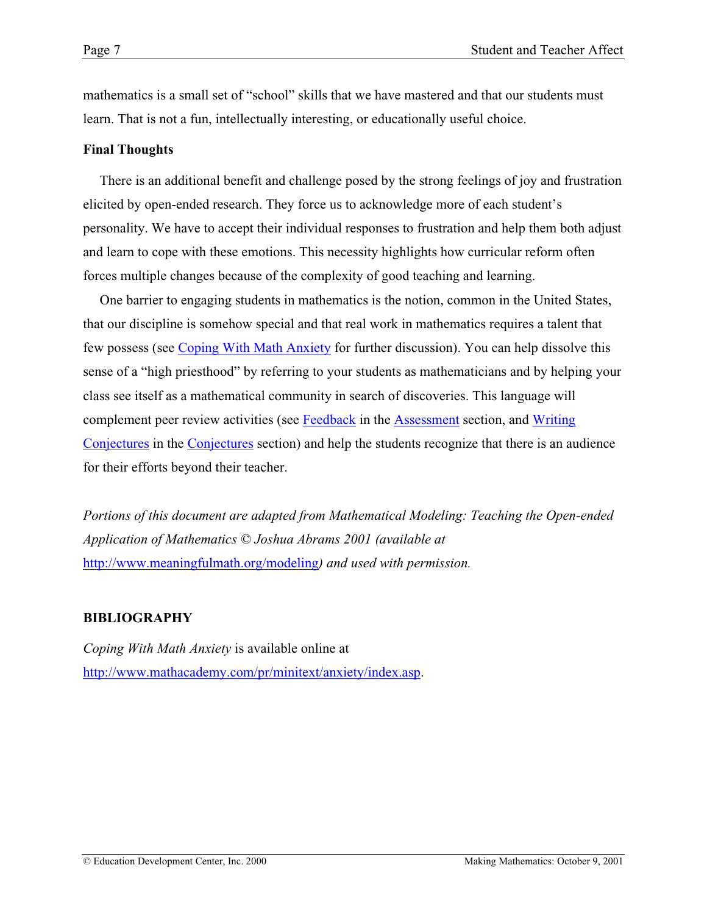mathematics is a small set of "school" skills that we have mastered and that our students must learn. That is not a fun, intellectually interesting, or educationally useful choice.

**Final Thoughts**

There is an additional benefit and challenge posed by the strong feelings of joy and frustration elicited by open-ended research. They force us to acknowledge more of each student's personality. We have to accept their individual responses to frustration and help them both adjust and learn to cope with these emotions. This necessity highlights how curricular reform often forces multiple changes because of the complexity of good teaching and learning.

One barrier to engaging students in mathematics is the notion, common in the United States, that our discipline is somehow special and that real work in mathematics requires a talent that few possess (see Coping With Math Anxiety for further discussion). You can help dissolve this sense of a "high priesthood" by referring to your students as mathematicians and by helping your class see itself as a mathematical community in search of discoveries. This language will complement peer review activities (see Feedback in the Assessment section, and Writing Conjectures in the Conjectures section) and help the students recognize that there is an audience for their efforts beyond their teacher.

*Portions of this document are adapted from Mathematical Modeling: Teaching the Open-ended Application of Mathematics © Joshua Abrams 2001 (available at* http://www.meaningfulmath.org/modeling*) and used with permission.*

**BIBLIOGRAPHY**

*Coping With Math Anxiety* is available online at http://www.mathacademy.com/pr/minitext/anxiety/index.asp.